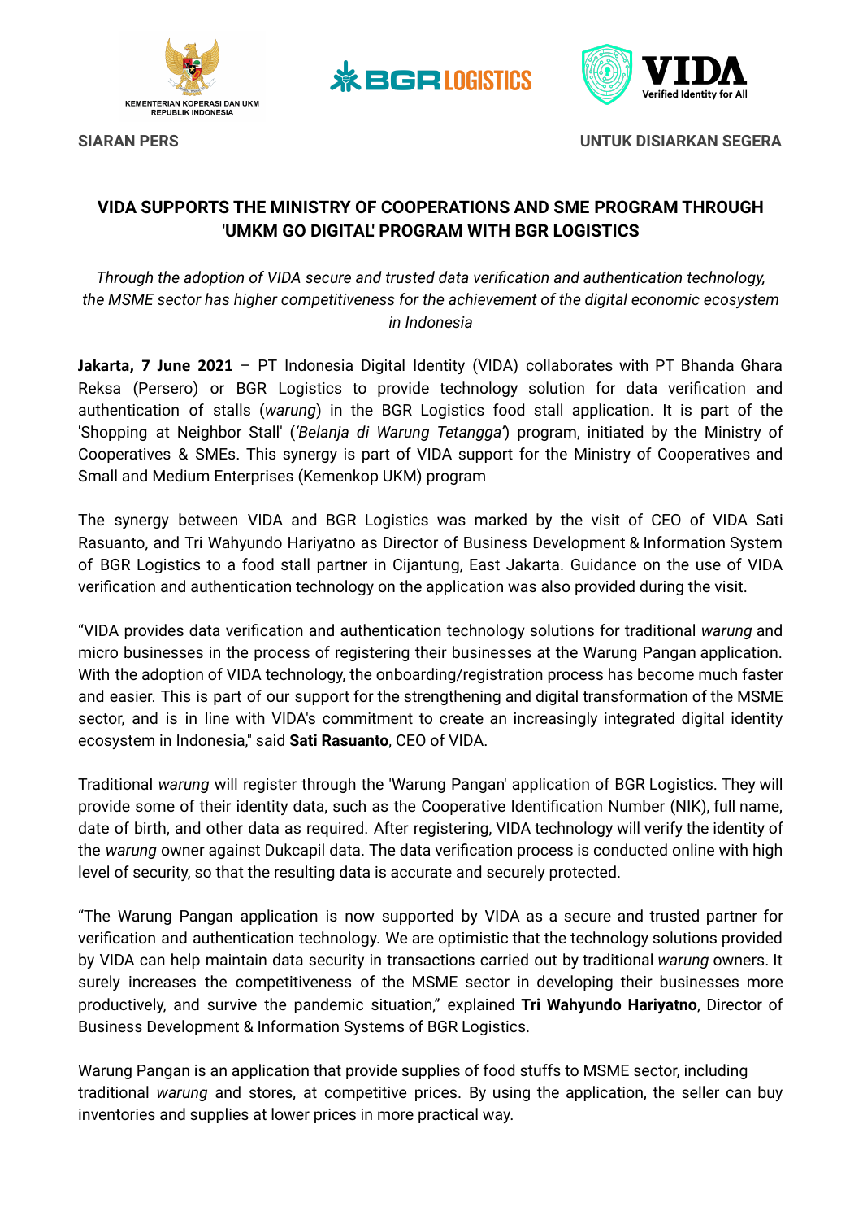KEMENTERIAN KOPERASI DAN UKM REPUBLIK INDONESIA

BGR LOGISTICS

VIDA Verified Identity for All

**SIARAN PERS** **UNTUK DISIARKAN SEGERA**

## VIDA SUPPORTS THE MINISTRY OF COOPERATIONS AND SME PROGRAM THROUGH 'UMKM GO DIGITAL' PROGRAM WITH BGR LOGISTICS

*Through the adoption of VIDA secure and trusted data verification and authentication technology, the MSME sector has higher competitiveness for the achievement of the digital economic ecosystem in Indonesia*

**Jakarta, 7 June 2021** – PT Indonesia Digital Identity (VIDA) collaborates with PT Bhanda Ghara Reksa (Persero) or BGR Logistics to provide technology solution for data verification and authentication of stalls (*warung*) in the BGR Logistics food stall application. It is part of the 'Shopping at Neighbor Stall' (*'Belanja di Warung Tetangga'*) program, initiated by the Ministry of Cooperatives & SMEs. This synergy is part of VIDA support for the Ministry of Cooperatives and Small and Medium Enterprises (Kemenkop UKM) program

The synergy between VIDA and BGR Logistics was marked by the visit of CEO of VIDA Sati Rasuanto, and Tri Wahyundo Hariyatno as Director of Business Development & Information System of BGR Logistics to a food stall partner in Cijantung, East Jakarta. Guidance on the use of VIDA verification and authentication technology on the application was also provided during the visit.

"VIDA provides data verification and authentication technology solutions for traditional *warung* and micro businesses in the process of registering their businesses at the Warung Pangan application. With the adoption of VIDA technology, the onboarding/registration process has become much faster and easier. This is part of our support for the strengthening and digital transformation of the MSME sector, and is in line with VIDA's commitment to create an increasingly integrated digital identity ecosystem in Indonesia," said **Sati Rasuanto**, CEO of VIDA.

Traditional *warung* will register through the 'Warung Pangan' application of BGR Logistics. They will provide some of their identity data, such as the Cooperative Identification Number (NIK), full name, date of birth, and other data as required. After registering, VIDA technology will verify the identity of the *warung* owner against Dukcapil data. The data verification process is conducted online with high level of security, so that the resulting data is accurate and securely protected.

"The Warung Pangan application is now supported by VIDA as a secure and trusted partner for verification and authentication technology. We are optimistic that the technology solutions provided by VIDA can help maintain data security in transactions carried out by traditional *warung* owners. It surely increases the competitiveness of the MSME sector in developing their businesses more productively, and survive the pandemic situation," explained **Tri Wahyundo Hariyatno**, Director of Business Development & Information Systems of BGR Logistics.

Warung Pangan is an application that provide supplies of food stuffs to MSME sector, including traditional *warung* and stores, at competitive prices. By using the application, the seller can buy inventories and supplies at lower prices in more practical way.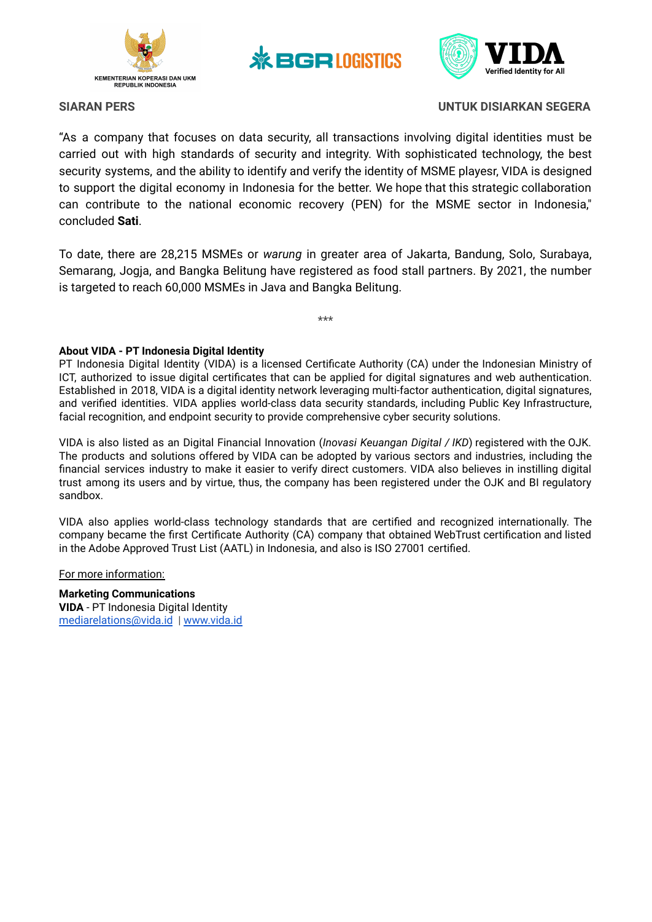**SIARAN PERS** **UNTUK DISIARKAN SEGERA**

"As a company that focuses on data security, all transactions involving digital identities must be carried out with high standards of security and integrity. With sophisticated technology, the best security systems, and the ability to identify and verify the identity of MSME playesr, VIDA is designed to support the digital economy in Indonesia for the better. We hope that this strategic collaboration can contribute to the national economic recovery (PEN) for the MSME sector in Indonesia," concluded **Sati**.

To date, there are 28,215 MSMEs or *warung* in greater area of Jakarta, Bandung, Solo, Surabaya, Semarang, Jogja, and Bangka Belitung have registered as food stall partners. By 2021, the number is targeted to reach 60,000 MSMEs in Java and Bangka Belitung.

***

**About VIDA - PT Indonesia Digital Identity**
PT Indonesia Digital Identity (VIDA) is a licensed Certificate Authority (CA) under the Indonesian Ministry of ICT, authorized to issue digital certificates that can be applied for digital signatures and web authentication. Established in 2018, VIDA is a digital identity network leveraging multi-factor authentication, digital signatures, and verified identities. VIDA applies world-class data security standards, including Public Key Infrastructure, facial recognition, and endpoint security to provide comprehensive cyber security solutions.

VIDA is also listed as an Digital Financial Innovation (*Inovasi Keuangan Digital / IKD*) registered with the OJK. The products and solutions offered by VIDA can be adopted by various sectors and industries, including the financial services industry to make it easier to verify direct customers. VIDA also believes in instilling digital trust among its users and by virtue, thus, the company has been registered under the OJK and BI regulatory sandbox.

VIDA also applies world-class technology standards that are certified and recognized internationally. The company became the first Certificate Authority (CA) company that obtained WebTrust certification and listed in the Adobe Approved Trust List (AATL) in Indonesia, and also is ISO 27001 certified.

For more information:

**Marketing Communications**
**VIDA** - PT Indonesia Digital Identity
mediarelations@vida.id | www.vida.id